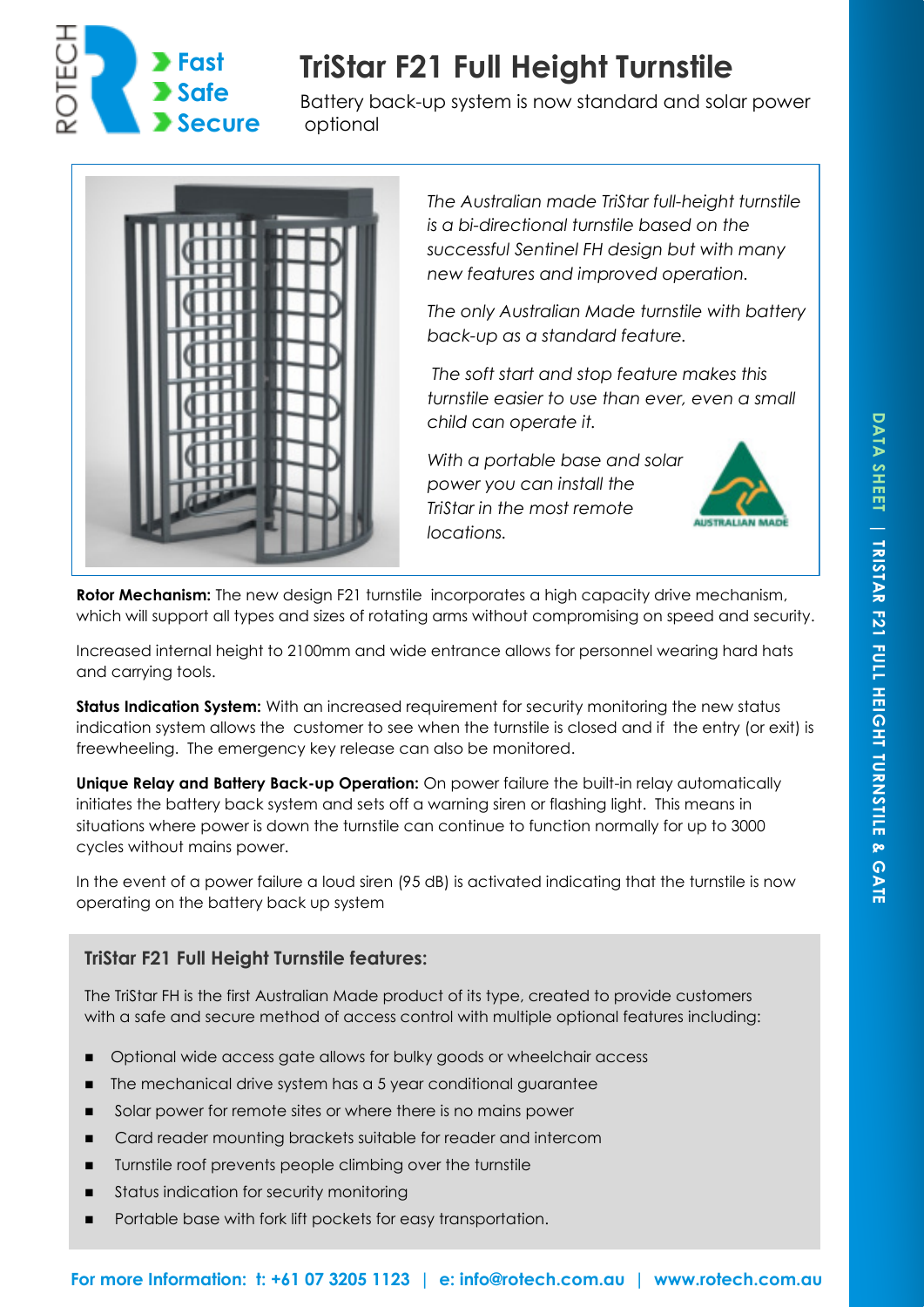ROTECH

**Fast**
**Safe**
**Secure**

# TriStar F21 Full Height Turnstile

Battery back-up system is now standard and solar power optional

*The Australian made TriStar full-height turnstile is a bi-directional turnstile based on the successful Sentinel FH design but with many new features and improved operation.*

*The only Australian Made turnstile with battery back-up as a standard feature.*

*The soft start and stop feature makes this turnstile easier to use than ever, even a small child can operate it.*

*With a portable base and solar power you can install the TriStar in the most remote locations.*

AUSTRALIAN MADE

**Rotor Mechanism:** The new design F21 turnstile incorporates a high capacity drive mechanism, which will support all types and sizes of rotating arms without compromising on speed and security.

Increased internal height to 2100mm and wide entrance allows for personnel wearing hard hats and carrying tools.

**Status Indication System:** With an increased requirement for security monitoring the new status indication system allows the customer to see when the turnstile is closed and if the entry (or exit) is freewheeling. The emergency key release can also be monitored.

**Unique Relay and Battery Back-up Operation:** On power failure the built-in relay automatically initiates the battery back system and sets off a warning siren or flashing light. This means in situations where power is down the turnstile can continue to function normally for up to 3000 cycles without mains power.

In the event of a power failure a loud siren (95 dB) is activated indicating that the turnstile is now operating on the battery back up system

## TriStar F21 Full Height Turnstile features:

The TriStar FH is the first Australian Made product of its type, created to provide customers with a safe and secure method of access control with multiple optional features including:

- Optional wide access gate allows for bulky goods or wheelchair access
- The mechanical drive system has a 5 year conditional guarantee
- Solar power for remote sites or where there is no mains power
- Card reader mounting brackets suitable for reader and intercom
- Turnstile roof prevents people climbing over the turnstile
- Status indication for security monitoring
- Portable base with fork lift pockets for easy transportation.

**For more Information: t: +61 07 3205 1123 | e: info@rotech.com.au | www.rotech.com.au**

DATA SHEET | TRISTAR F21 FULL HEIGHT TURNSTILE & GATE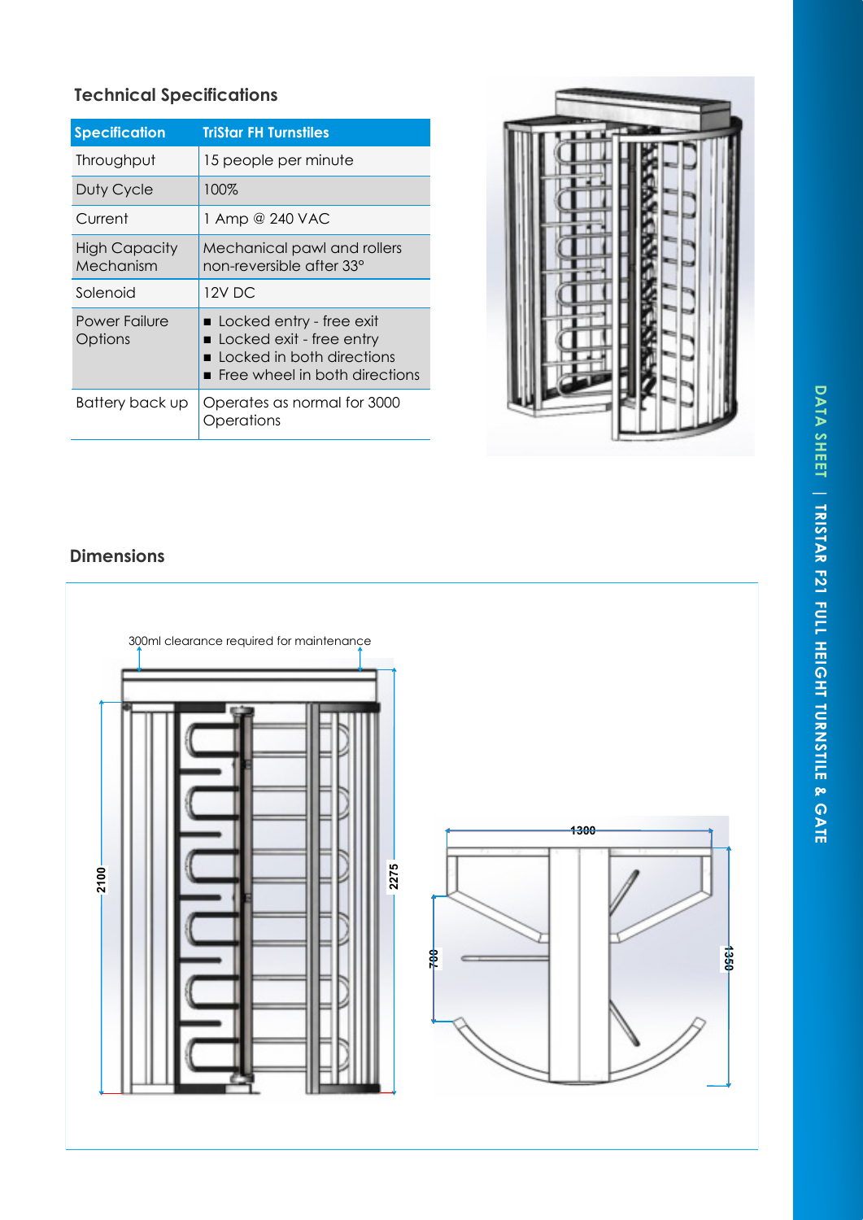## Technical Specifications

| Specification | TriStar FH Turnstiles |
|---|---|
| Throughput | 15 people per minute |
| Duty Cycle | 100% |
| Current | 1 Amp @ 240 VAC |
| High Capacity Mechanism | Mechanical pawl and rollers non-reversible after 33° |
| Solenoid | 12V DC |
| Power Failure Options | ■ Locked entry - free exit<br>■ Locked exit - free entry<br>■ Locked in both directions<br>■ Free wheel in both directions |
| Battery back up | Operates as normal for 3000 Operations |

## Dimensions

300ml clearance required for maintenance

2100

2275

1300

780

1350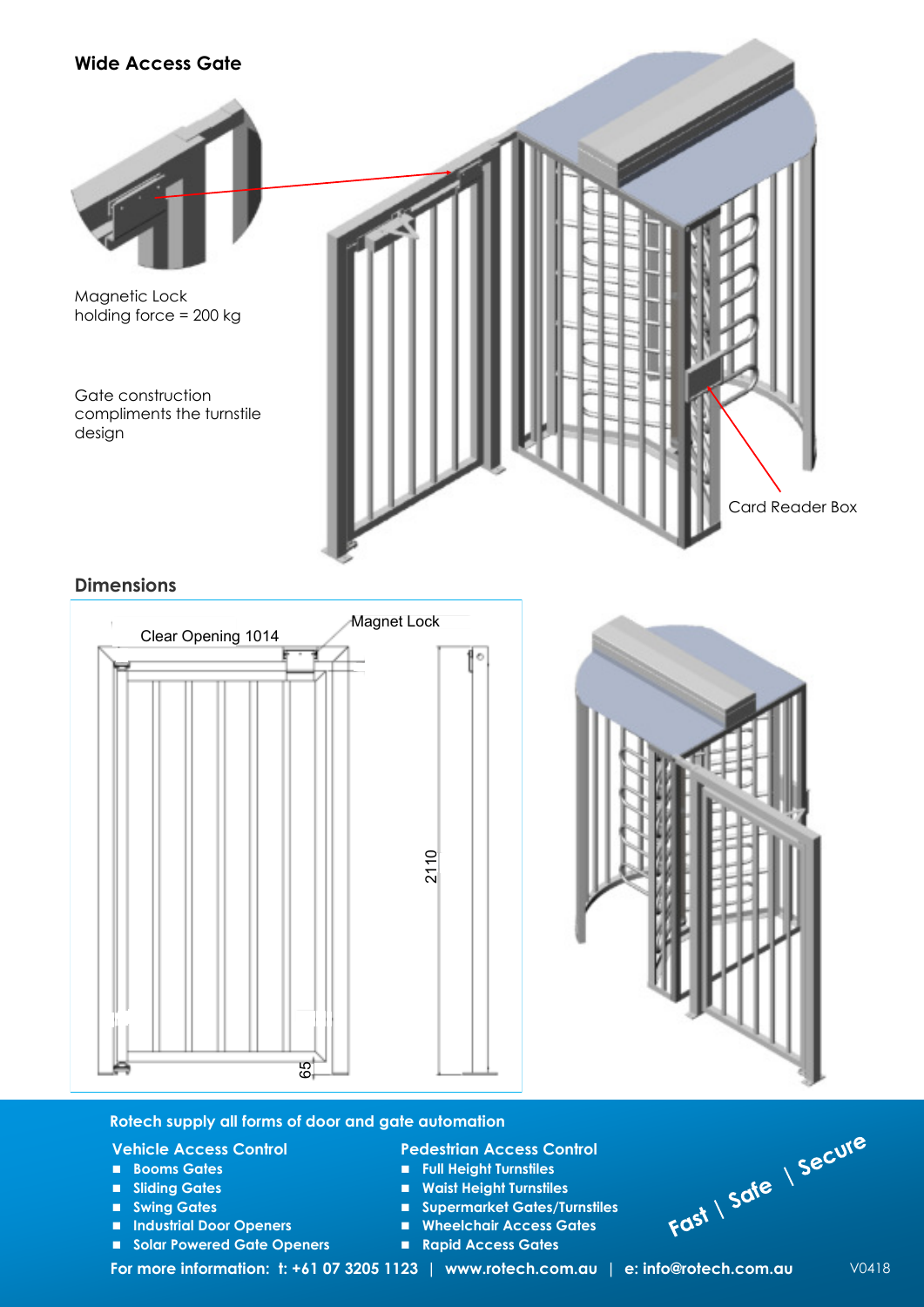## Wide Access Gate

Magnetic Lock
holding force = 200 kg

Gate construction compliments the turnstile design

Card Reader Box

## Dimensions

Clear Opening 1014

Magnet Lock

2110

65

**Rotech supply all forms of door and gate automation**

**Vehicle Access Control**

- Booms Gates
- Sliding Gates
- Swing Gates
- Industrial Door Openers
- Solar Powered Gate Openers

**Pedestrian Access Control**

- Full Height Turnstiles
- Waist Height Turnstiles
- Supermarket Gates/Turnstiles
- Wheelchair Access Gates
- Rapid Access Gates

Fast | Safe | Secure

**For more information: t: +61 07 3205 1123 | www.rotech.com.au | e: info@rotech.com.au**

V0418